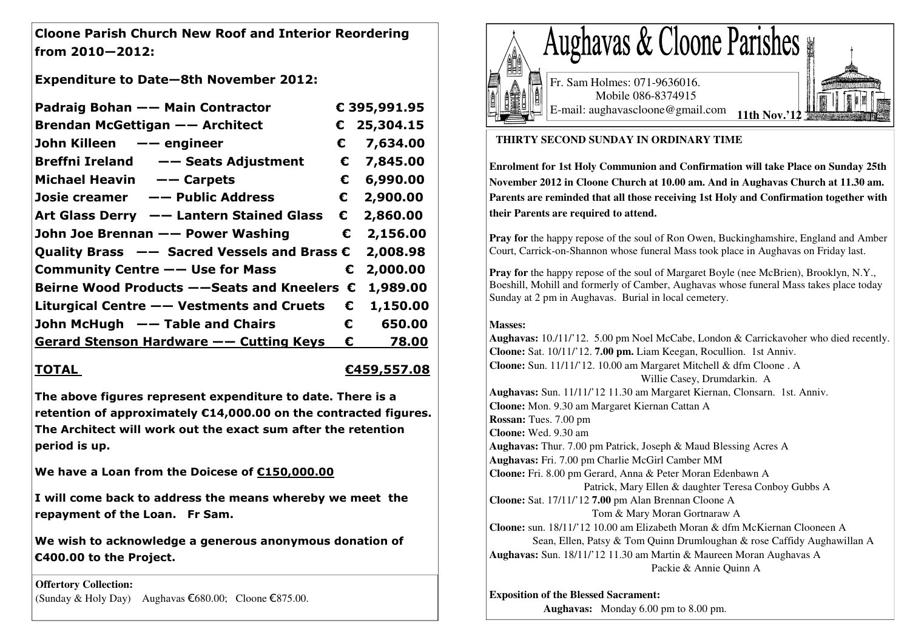**Cloone Parish Church New Roof and Interior Reordering from 2010—2012:**

**Expenditure to Date—8th November 2012:**

| | |
|---|---|
| **Padraig Bohan —— Main Contractor** | **€ 395,991.95** |
| **Brendan McGettigan —— Architect** | **€ 25,304.15** |
| **John Killeen —— engineer** | **€ 7,634.00** |
| **Breffni Ireland —— Seats Adjustment** | **€ 7,845.00** |
| **Michael Heavin —— Carpets** | **€ 6,990.00** |
| **Josie creamer —— Public Address** | **€ 2,900.00** |
| **Art Glass Derry —— Lantern Stained Glass** | **€ 2,860.00** |
| **John Joe Brennan —— Power Washing** | **€ 2,156.00** |
| **Quality Brass —— Sacred Vessels and Brass** | **€ 2,008.98** |
| **Community Centre —— Use for Mass** | **€ 2,000.00** |
| **Beirne Wood Products ——Seats and Kneelers** | **€ 1,989.00** |
| **Liturgical Centre —— Vestments and Cruets** | **€ 1,150.00** |
| **John McHugh —— Table and Chairs** | **€ 650.00** |
| **Gerard Stenson Hardware —— Cutting Keys** | **€ 78.00** |
| **TOTAL** | **€459,557.08** |

**The above figures represent expenditure to date. There is a retention of approximately €14,000.00 on the contracted figures. The Architect will work out the exact sum after the retention period is up.**

**We have a Loan from the Doicese of €150,000.00**

**I will come back to address the means whereby we meet the repayment of the Loan. Fr Sam.**

**We wish to acknowledge a generous anonymous donation of €400.00 to the Project.**

**Offertory Collection:**
(Sunday & Holy Day) Aughavas €680.00; Cloone €875.00.

# Aughavas & Cloone Parishes

Fr. Sam Holmes: 071-9636016.
Mobile 086-8374915
E-mail: aughavascloone@gmail.com **11th Nov.'12**

**THIRTY SECOND SUNDAY IN ORDINARY TIME**

**Enrolment for 1st Holy Communion and Confirmation will take Place on Sunday 25th November 2012 in Cloone Church at 10.00 am. And in Aughavas Church at 11.30 am. Parents are reminded that all those receiving 1st Holy and Confirmation together with their Parents are required to attend.**

**Pray for** the happy repose of the soul of Ron Owen, Buckinghamshire, England and Amber Court, Carrick-on-Shannon whose funeral Mass took place in Aughavas on Friday last.

**Pray for** the happy repose of the soul of Margaret Boyle (nee McBrien), Brooklyn, N.Y., Boeshill, Mohill and formerly of Camber, Aughavas whose funeral Mass takes place today Sunday at 2 pm in Aughavas. Burial in local cemetery.

**Masses:**
**Aughavas:** 10./11/'12. 5.00 pm Noel McCabe, London & Carrickavoher who died recently.
**Cloone:** Sat. 10/11/'12. **7.00 pm.** Liam Keegan, Rocullion. 1st Anniv.
**Cloone:** Sun. 11/11/'12. 10.00 am Margaret Mitchell & dfm Cloone . A
Willie Casey, Drumdarkin. A
**Aughavas:** Sun. 11/11/'12 11.30 am Margaret Kiernan, Clonsarn. 1st. Anniv.
**Cloone:** Mon. 9.30 am Margaret Kiernan Cattan A
**Rossan:** Tues. 7.00 pm
**Cloone:** Wed. 9.30 am
**Aughavas:** Thur. 7.00 pm Patrick, Joseph & Maud Blessing Acres A
**Aughavas:** Fri. 7.00 pm Charlie McGirl Camber MM
**Cloone:** Fri. 8.00 pm Gerard, Anna & Peter Moran Edenbawn A
Patrick, Mary Ellen & daughter Teresa Conboy Gubbs A
**Cloone:** Sat. 17/11/'12 **7.00** pm Alan Brennan Cloone A
Tom & Mary Moran Gortnaraw A
**Cloone:** sun. 18/11/'12 10.00 am Elizabeth Moran & dfm McKiernan Clooneen A
Sean, Ellen, Patsy & Tom Quinn Drumloughan & rose Caffidy Aughawillan A
**Aughavas:** Sun. 18/11/'12 11.30 am Martin & Maureen Moran Aughavas A
Packie & Annie Quinn A

**Exposition of the Blessed Sacrament:**
**Aughavas:** Monday 6.00 pm to 8.00 pm.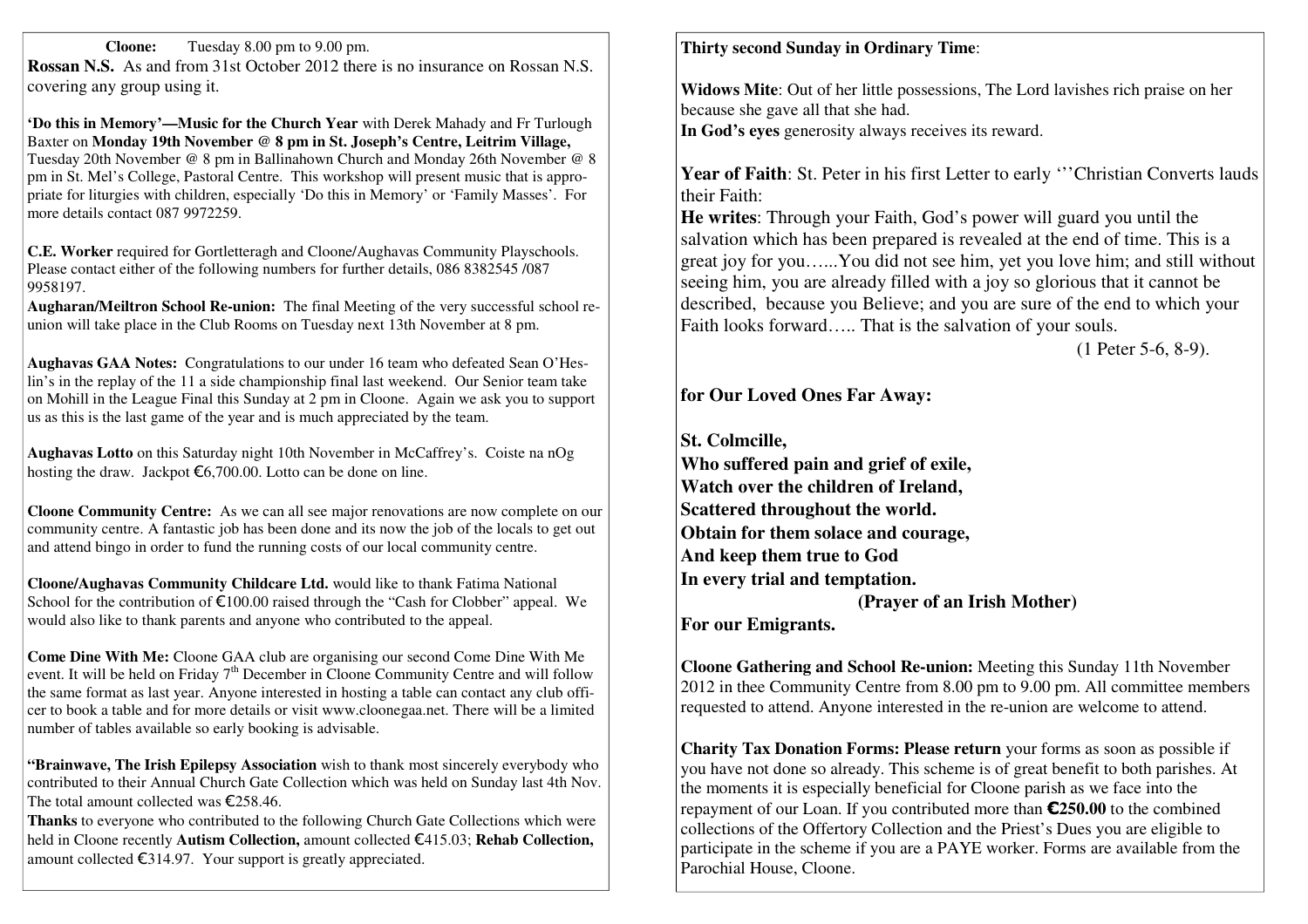**Cloone:** Tuesday 8.00 pm to 9.00 pm.

**Rossan N.S.** As and from 31st October 2012 there is no insurance on Rossan N.S. covering any group using it.

**'Do this in Memory'—Music for the Church Year** with Derek Mahady and Fr Turlough Baxter on **Monday 19th November @ 8 pm in St. Joseph's Centre, Leitrim Village,** Tuesday 20th November @ 8 pm in Ballinahown Church and Monday 26th November @ 8 pm in St. Mel's College, Pastoral Centre. This workshop will present music that is appropriate for liturgies with children, especially 'Do this in Memory' or 'Family Masses'. For more details contact 087 9972259.

**C.E. Worker** required for Gortletteragh and Cloone/Aughavas Community Playschools. Please contact either of the following numbers for further details, 086 8382545 /087 9958197.

**Augharan/Meiltron School Re-union:** The final Meeting of the very successful school re-union will take place in the Club Rooms on Tuesday next 13th November at 8 pm.

**Aughavas GAA Notes:** Congratulations to our under 16 team who defeated Sean O'Heslin's in the replay of the 11 a side championship final last weekend. Our Senior team take on Mohill in the League Final this Sunday at 2 pm in Cloone. Again we ask you to support us as this is the last game of the year and is much appreciated by the team.

**Aughavas Lotto** on this Saturday night 10th November in McCaffrey's. Coiste na nOg hosting the draw. Jackpot €6,700.00. Lotto can be done on line.

**Cloone Community Centre:** As we can all see major renovations are now complete on our community centre. A fantastic job has been done and its now the job of the locals to get out and attend bingo in order to fund the running costs of our local community centre.

**Cloone/Aughavas Community Childcare Ltd.** would like to thank Fatima National School for the contribution of €100.00 raised through the "Cash for Clobber" appeal. We would also like to thank parents and anyone who contributed to the appeal.

**Come Dine With Me:** Cloone GAA club are organising our second Come Dine With Me event. It will be held on Friday 7th December in Cloone Community Centre and will follow the same format as last year. Anyone interested in hosting a table can contact any club officer to book a table and for more details or visit www.cloonegaa.net. There will be a limited number of tables available so early booking is advisable.

**"Brainwave, The Irish Epilepsy Association** wish to thank most sincerely everybody who contributed to their Annual Church Gate Collection which was held on Sunday last 4th Nov. The total amount collected was €258.46.

**Thanks** to everyone who contributed to the following Church Gate Collections which were held in Cloone recently **Autism Collection,** amount collected €415.03; **Rehab Collection,** amount collected €314.97. Your support is greatly appreciated.

**Thirty second Sunday in Ordinary Time**:

**Widows Mite**: Out of her little possessions, The Lord lavishes rich praise on her because she gave all that she had.
**In God's eyes** generosity always receives its reward.

**Year of Faith**: St. Peter in his first Letter to early '''Christian Converts lauds their Faith:
**He writes**: Through your Faith, God's power will guard you until the salvation which has been prepared is revealed at the end of time. This is a great joy for you…...You did not see him, yet you love him; and still without seeing him, you are already filled with a joy so glorious that it cannot be described, because you Believe; and you are sure of the end to which your Faith looks forward….. That is the salvation of your souls.

(1 Peter 5-6, 8-9).

**for Our Loved Ones Far Away:**

**St. Colmcille,**
**Who suffered pain and grief of exile,**
**Watch over the children of Ireland,**
**Scattered throughout the world.**
**Obtain for them solace and courage,**
**And keep them true to God**
**In every trial and temptation.**

**(Prayer of an Irish Mother)**

**For our Emigrants.**

**Cloone Gathering and School Re-union:** Meeting this Sunday 11th November 2012 in thee Community Centre from 8.00 pm to 9.00 pm. All committee members requested to attend. Anyone interested in the re-union are welcome to attend.

**Charity Tax Donation Forms: Please return** your forms as soon as possible if you have not done so already. This scheme is of great benefit to both parishes. At the moments it is especially beneficial for Cloone parish as we face into the repayment of our Loan. If you contributed more than **€250.00** to the combined collections of the Offertory Collection and the Priest's Dues you are eligible to participate in the scheme if you are a PAYE worker. Forms are available from the Parochial House, Cloone.